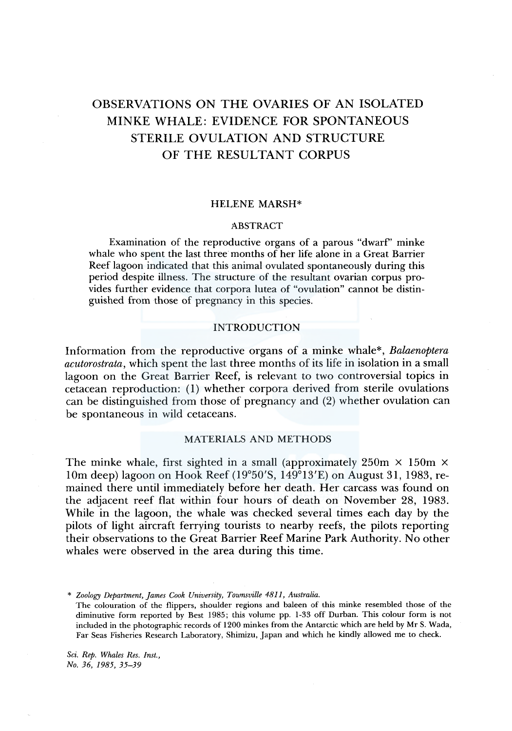# OBSERVATIONS ON THE OVARIES OF AN ISOLATED MINKE WHALE: EVIDENCE FOR SPONTANEOUS STERILE OVULATION AND STRUCTURE OF THE RESULTANT CORPUS

HELENE MARSH*

## ABSTRACT

Examination of the reproductive organs of a parous "dwarf" minke whale who spent the last three months of her life alone in a Great Barrier Reef lagoon indicated that this animal ovulated spontaneously during this period despite illness. The structure of the resultant ovarian corpus provides further evidence that corpora lutea of "ovulation" cannot be distinguished from those of pregnancy in this species.

## INTRODUCTION

Information from the reproductive organs of a minke whale*, *Balaenoptera acutorostrata*, which spent the last three months of its life in isolation in a small lagoon on the Great Barrier Reef, is relevant to two controversial topics in cetacean reproduction: (1) whether corpora derived from sterile ovulations can be distinguished from those of pregnancy and (2) whether ovulation can be spontaneous in wild cetaceans.

## MATERIALS AND METHODS

The minke whale, first sighted in a small (approximately 250m × 150m × 10m deep) lagoon on Hook Reef (19°50'S, 149°13'E) on August 31, 1983, remained there until immediately before her death. Her carcass was found on the adjacent reef flat within four hours of death on November 28, 1983. While in the lagoon, the whale was checked several times each day by the pilots of light aircraft ferrying tourists to nearby reefs, the pilots reporting their observations to the Great Barrier Reef Marine Park Authority. No other whales were observed in the area during this time.

\* *Zoology Department, James Cook University, Townsville 4811, Australia.*
The colouration of the flippers, shoulder regions and baleen of this minke resembled those of the diminutive form reported by Best 1985; this volume pp. 1-33 off Durban. This colour form is not included in the photographic records of 1200 minkes from the Antarctic which are held by Mr S. Wada, Far Seas Fisheries Research Laboratory, Shimizu, Japan and which he kindly allowed me to check.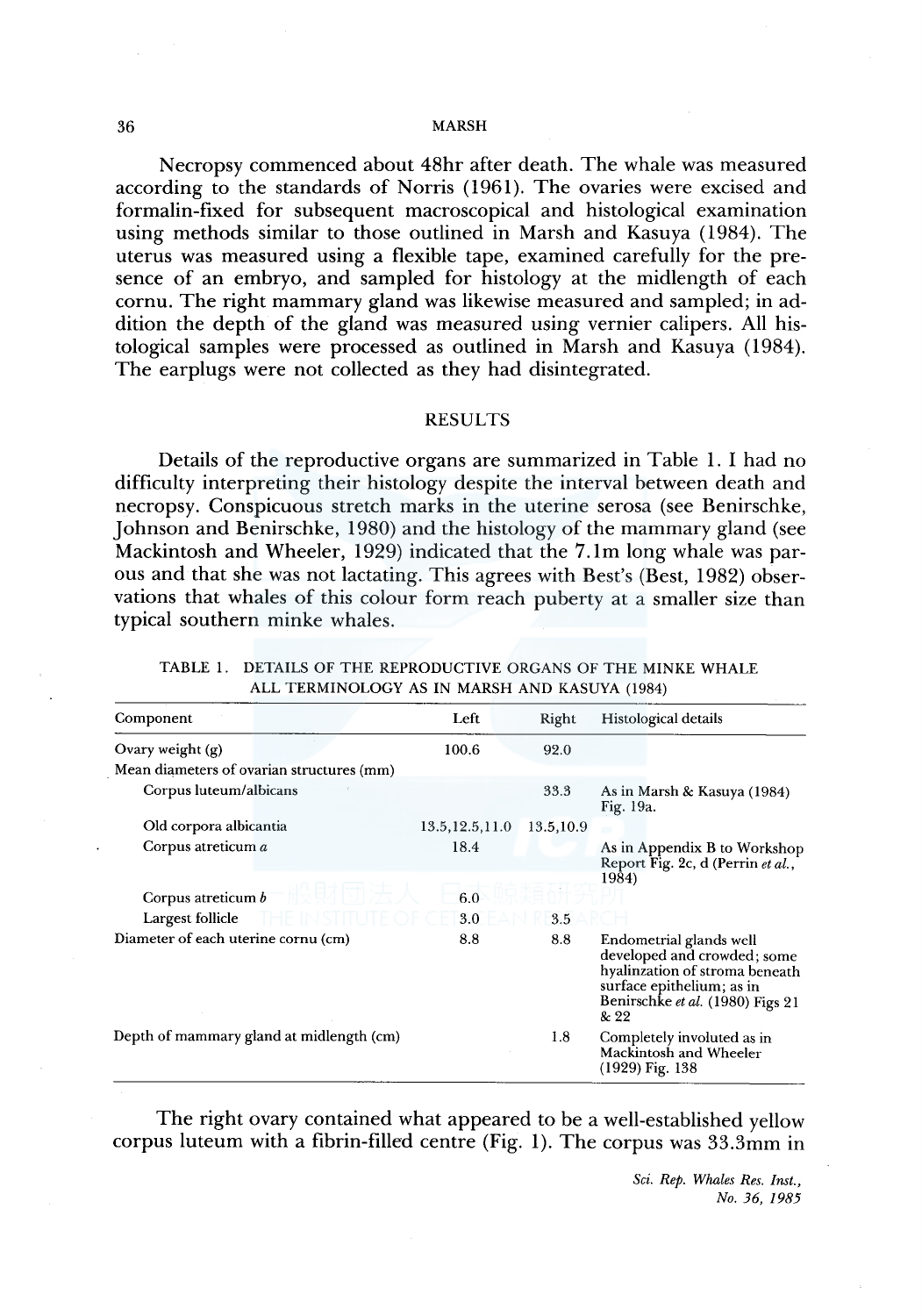Necropsy commenced about 48hr after death. The whale was measured according to the standards of Norris (1961). The ovaries were excised and formalin-fixed for subsequent macroscopical and histological examination using methods similar to those outlined in Marsh and Kasuya (1984). The uterus was measured using a flexible tape, examined carefully for the presence of an embryo, and sampled for histology at the midlength of each cornu. The right mammary gland was likewise measured and sampled; in addition the depth of the gland was measured using vernier calipers. All histological samples were processed as outlined in Marsh and Kasuya (1984). The earplugs were not collected as they had disintegrated.

## RESULTS

Details of the reproductive organs are summarized in Table 1. I had no difficulty interpreting their histology despite the interval between death and necropsy. Conspicuous stretch marks in the uterine serosa (see Benirschke, Johnson and Benirschke, 1980) and the histology of the mammary gland (see Mackintosh and Wheeler, 1929) indicated that the 7.1m long whale was parous and that she was not lactating. This agrees with Best's (Best, 1982) observations that whales of this colour form reach puberty at a smaller size than typical southern minke whales.

TABLE 1. DETAILS OF THE REPRODUCTIVE ORGANS OF THE MINKE WHALE ALL TERMINOLOGY AS IN MARSH AND KASUYA (1984)

| Component | Left | Right | Histological details |
|---|---|---|---|
| Ovary weight (g) | 100.6 | 92.0 | |
| Mean diameters of ovarian structures (mm) | | | |
| Corpus luteum/albicans | | 33.3 | As in Marsh & Kasuya (1984) Fig. 19a. |
| Old corpora albicantia | 13.5,12.5,11.0 | 13.5,10.9 | |
| Corpus atreticum *a* | 18.4 | | As in Appendix B to Workshop Report Fig. 2c, d (Perrin *et al.*, 1984) |
| Corpus atreticum *b* | 6.0 | | |
| Largest follicle | 3.0 | 3.5 | |
| Diameter of each uterine cornu (cm) | 8.8 | 8.8 | Endometrial glands well developed and crowded; some hyalinzation of stroma beneath surface epithelium; as in Benirschke *et al.* (1980) Figs 21 & 22 |
| Depth of mammary gland at midlength (cm) | | 1.8 | Completely involuted as in Mackintosh and Wheeler (1929) Fig. 138 |

The right ovary contained what appeared to be a well-established yellow corpus luteum with a fibrin-filled centre (Fig. 1). The corpus was 33.3mm in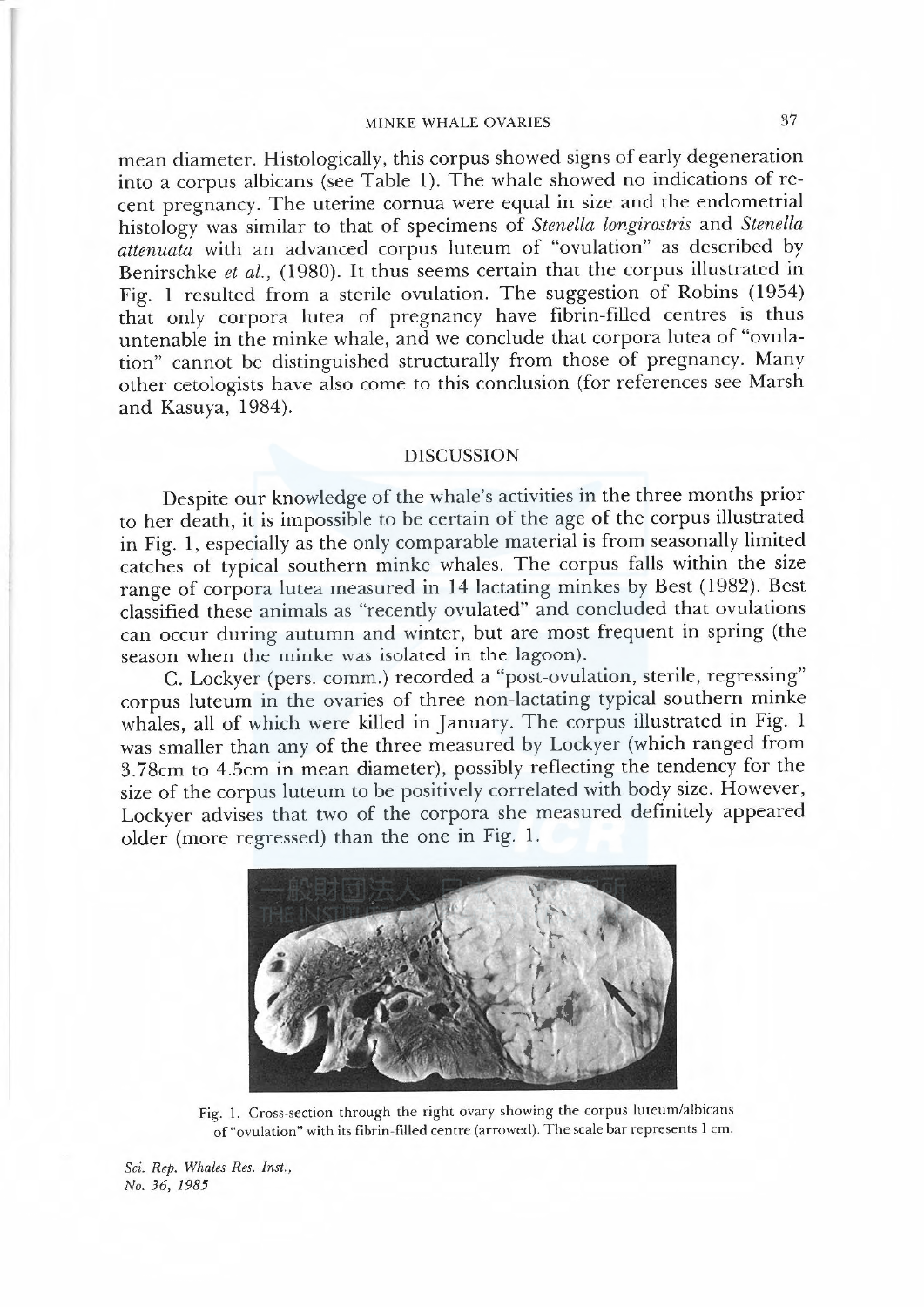mean diameter. Histologically, this corpus showed signs of early degeneration into a corpus albicans (see Table 1). The whale showed no indications of recent pregnancy. The uterine cornua were equal in size and the endometrial histology was similar to that of specimens of *Stenella longirostris* and *Stenella attenuata* with an advanced corpus luteum of "ovulation" as described by Benirschke *et al.*, (1980). It thus seems certain that the corpus illustrated in Fig. 1 resulted from a sterile ovulation. The suggestion of Robins (1954) that only corpora lutea of pregnancy have fibrin-filled centres is thus untenable in the minke whale, and we conclude that corpora lutea of "ovulation" cannot be distinguished structurally from those of pregnancy. Many other cetologists have also come to this conclusion (for references see Marsh and Kasuya, 1984).

## DISCUSSION

Despite our knowledge of the whale's activities in the three months prior to her death, it is impossible to be certain of the age of the corpus illustrated in Fig. 1, especially as the only comparable material is from seasonally limited catches of typical southern minke whales. The corpus falls within the size range of corpora lutea measured in 14 lactating minkes by Best (1982). Best classified these animals as "recently ovulated" and concluded that ovulations can occur during autumn and winter, but are most frequent in spring (the season when the minke was isolated in the lagoon).

C. Lockyer (pers. comm.) recorded a "post-ovulation, sterile, regressing" corpus luteum in the ovaries of three non-lactating typical southern minke whales, all of which were killed in January. The corpus illustrated in Fig. 1 was smaller than any of the three measured by Lockyer (which ranged from 3.78cm to 4.5cm in mean diameter), possibly reflecting the tendency for the size of the corpus luteum to be positively correlated with body size. However, Lockyer advises that two of the corpora she measured definitely appeared older (more regressed) than the one in Fig. 1.

Fig. 1. Cross-section through the right ovary showing the corpus luteum/albicans of "ovulation" with its fibrin-filled centre (arrowed). The scale bar represents 1 cm.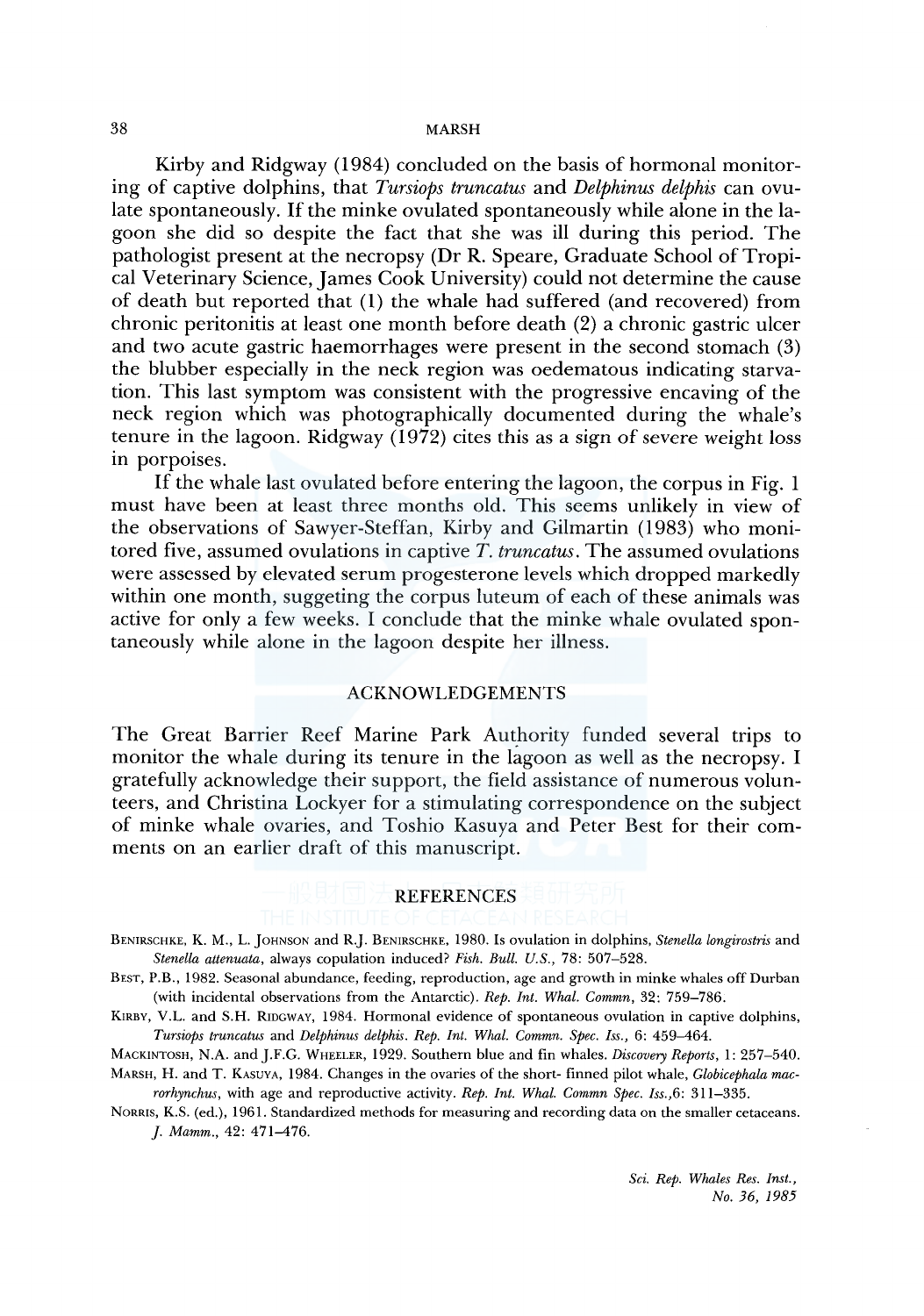Kirby and Ridgway (1984) concluded on the basis of hormonal monitoring of captive dolphins, that *Tursiops truncatus* and *Delphinus delphis* can ovulate spontaneously. If the minke ovulated spontaneously while alone in the lagoon she did so despite the fact that she was ill during this period. The pathologist present at the necropsy (Dr R. Speare, Graduate School of Tropical Veterinary Science, James Cook University) could not determine the cause of death but reported that (1) the whale had suffered (and recovered) from chronic peritonitis at least one month before death (2) a chronic gastric ulcer and two acute gastric haemorrhages were present in the second stomach (3) the blubber especially in the neck region was oedematous indicating starvation. This last symptom was consistent with the progressive encaving of the neck region which was photographically documented during the whale's tenure in the lagoon. Ridgway (1972) cites this as a sign of severe weight loss in porpoises.

If the whale last ovulated before entering the lagoon, the corpus in Fig. 1 must have been at least three months old. This seems unlikely in view of the observations of Sawyer-Steffan, Kirby and Gilmartin (1983) who monitored five, assumed ovulations in captive *T. truncatus*. The assumed ovulations were assessed by elevated serum progesterone levels which dropped markedly within one month, suggeting the corpus luteum of each of these animals was active for only a few weeks. I conclude that the minke whale ovulated spontaneously while alone in the lagoon despite her illness.

## ACKNOWLEDGEMENTS

The Great Barrier Reef Marine Park Authority funded several trips to monitor the whale during its tenure in the lagoon as well as the necropsy. I gratefully acknowledge their support, the field assistance of numerous volunteers, and Christina Lockyer for a stimulating correspondence on the subject of minke whale ovaries, and Toshio Kasuya and Peter Best for their comments on an earlier draft of this manuscript.

## REFERENCES

Benirschke, K. M., L. Johnson and R.J. Benirschke, 1980. Is ovulation in dolphins, *Stenella longirostris* and *Stenella attenuata*, always copulation induced? *Fish. Bull. U.S.*, 78: 507–528.

Best, P.B., 1982. Seasonal abundance, feeding, reproduction, age and growth in minke whales off Durban (with incidental observations from the Antarctic). *Rep. Int. Whal. Commn*, 32: 759–786.

Kirby, V.L. and S.H. Ridgway, 1984. Hormonal evidence of spontaneous ovulation in captive dolphins, *Tursiops truncatus* and *Delphinus delphis*. *Rep. Int. Whal. Commn. Spec. Iss.*, 6: 459–464.

Mackintosh, N.A. and J.F.G. Wheeler, 1929. Southern blue and fin whales. *Discovery Reports*, 1: 257–540.

Marsh, H. and T. Kasuya, 1984. Changes in the ovaries of the short- finned pilot whale, *Globicephala macrorhynchus*, with age and reproductive activity. *Rep. Int. Whal. Commn Spec. Iss.*,6: 311–335.

Norris, K.S. (ed.), 1961. Standardized methods for measuring and recording data on the smaller cetaceans. *J. Mamm.*, 42: 471–476.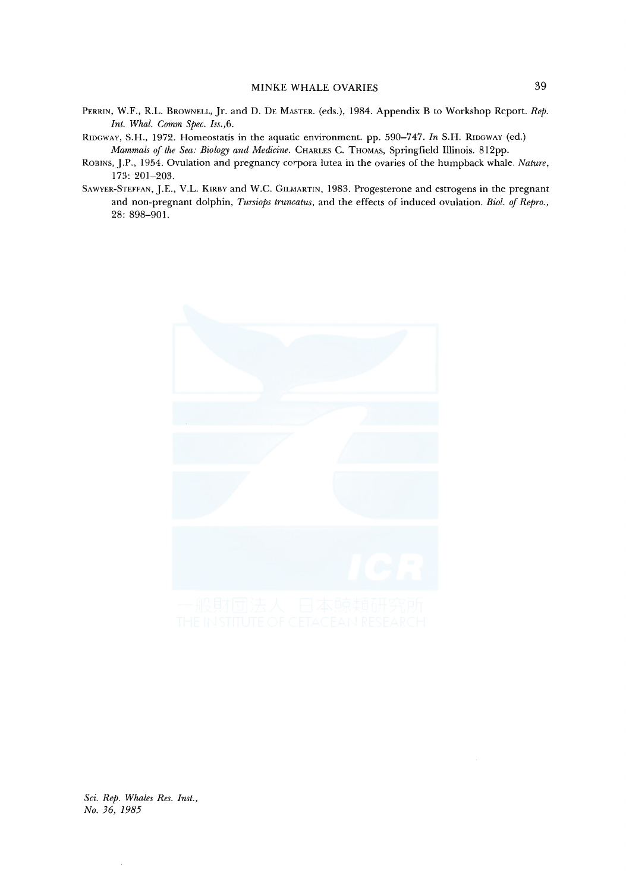PERRIN, W.F., R.L. BROWNELL, Jr. and D. DE MASTER. (eds.), 1984. Appendix B to Workshop Report. *Rep. Int. Whal. Comm Spec. Iss.*,6.

RIDGWAY, S.H., 1972. Homeostatis in the aquatic environment. pp. 590–747. *In* S.H. RIDGWAY (ed.) *Mammals of the Sea: Biology and Medicine*. CHARLES C. THOMAS, Springfield Illinois. 812pp.

ROBINS, J.P., 1954. Ovulation and pregnancy corpora lutea in the ovaries of the humpback whale. *Nature*, 173: 201–203.

SAWYER-STEFFAN, J.E., V.L. KIRBY and W.C. GILMARTIN, 1983. Progesterone and estrogens in the pregnant and non-pregnant dolphin, *Tursiops truncatus*, and the effects of induced ovulation. *Biol. of Repro.*, 28: 898–901.